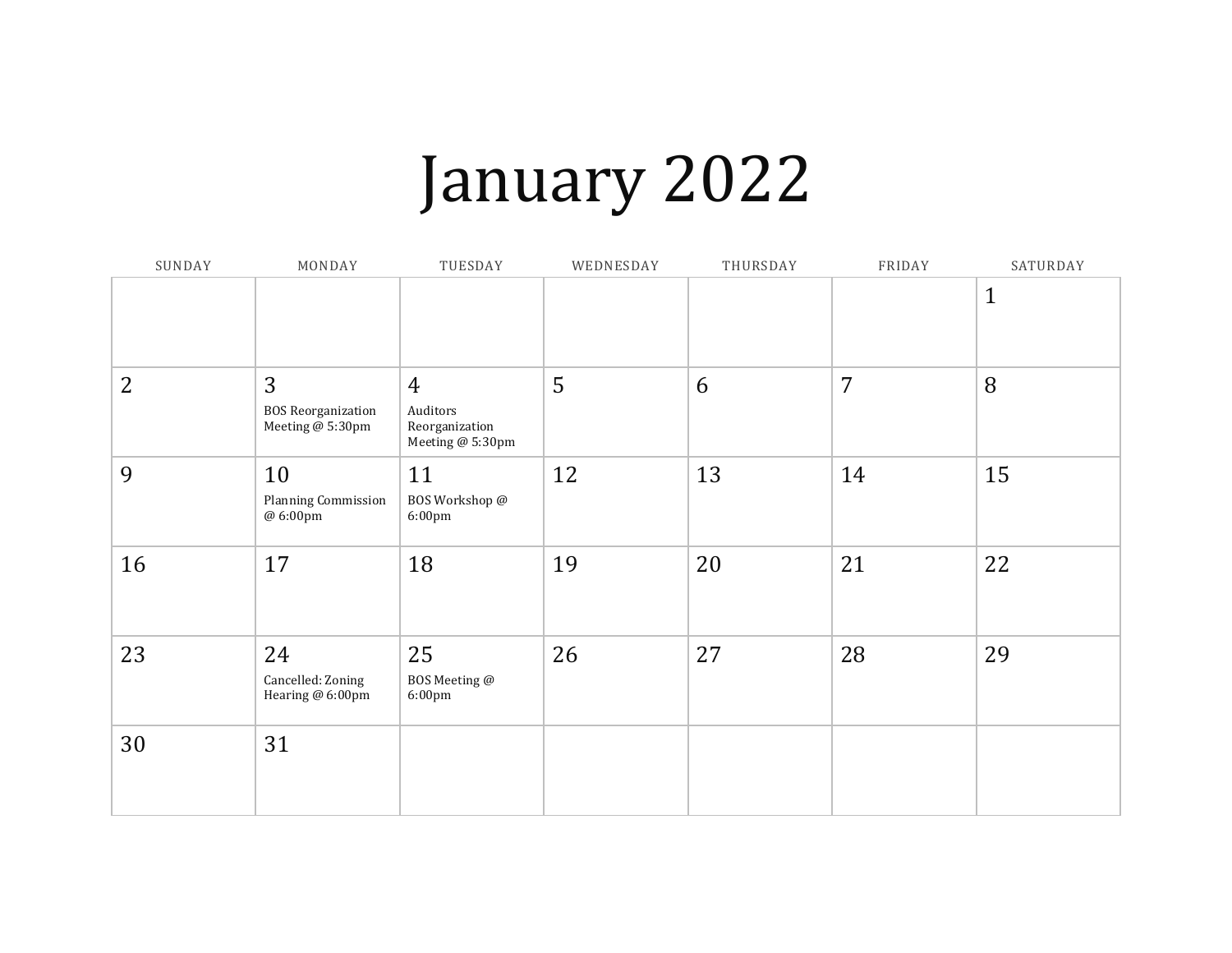# January 2022

| SUNDAY | MONDAY | TUESDAY | WEDNESDAY | THURSDAY | FRIDAY | SATURDAY |
|---|---|---|---|---|---|---|
| | | | | | | 1 |
| 2 | 3<br>BOS Reorganization Meeting @ 5:30pm | 4<br>Auditors Reorganization Meeting @ 5:30pm | 5 | 6 | 7 | 8 |
| 9 | 10<br>Planning Commission @ 6:00pm | 11<br>BOS Workshop @ 6:00pm | 12 | 13 | 14 | 15 |
| 16 | 17 | 18 | 19 | 20 | 21 | 22 |
| 23 | 24<br>Cancelled: Zoning Hearing @ 6:00pm | 25<br>BOS Meeting @ 6:00pm | 26 | 27 | 28 | 29 |
| 30 | 31 | | | | | |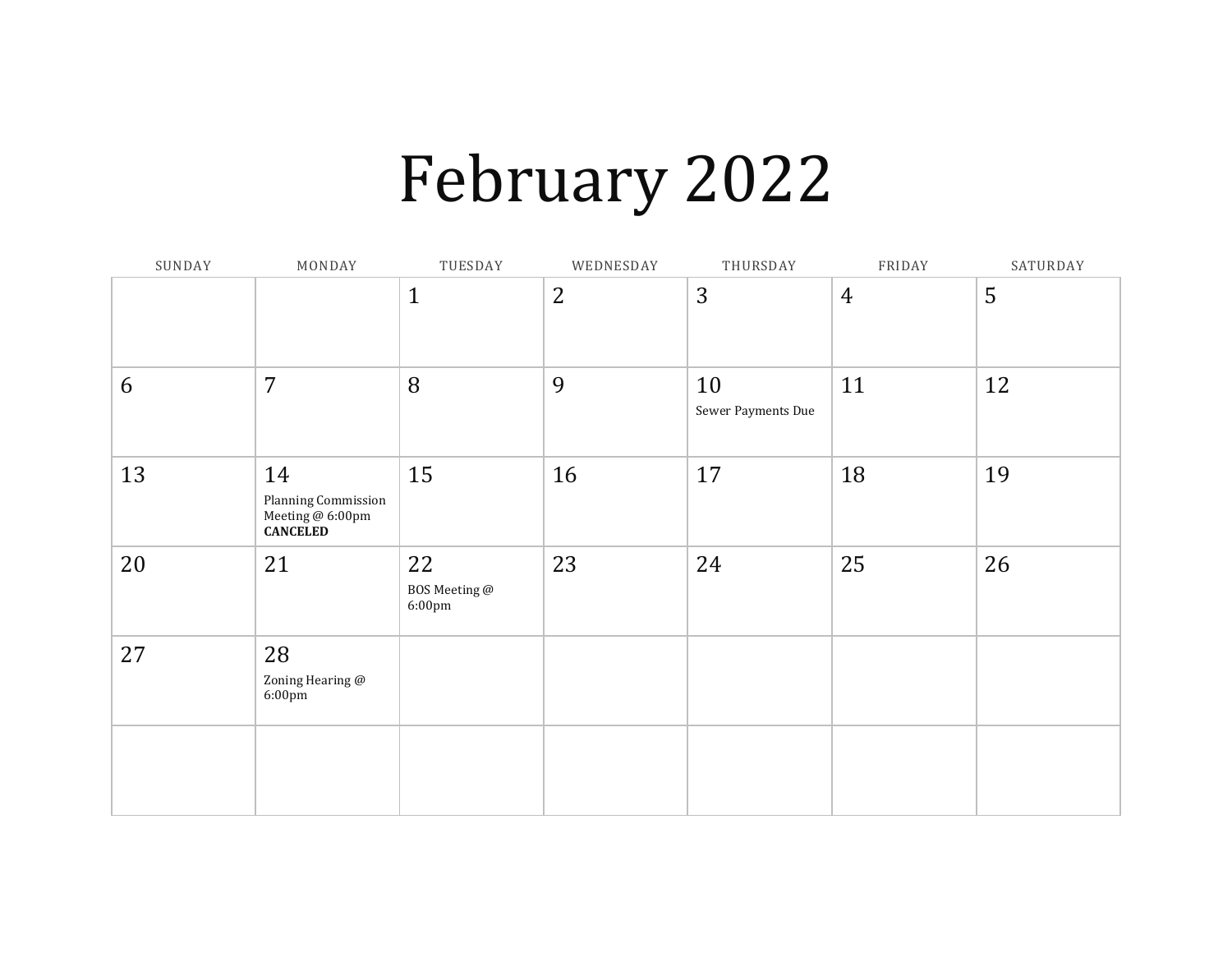# February 2022

| SUNDAY | MONDAY | TUESDAY | WEDNESDAY | THURSDAY | FRIDAY | SATURDAY |
|---|---|---|---|---|---|---|
| | | 1 | 2 | 3 | 4 | 5 |
| 6 | 7 | 8 | 9 | 10 Sewer Payments Due | 11 | 12 |
| 13 | 14 Planning Commission Meeting @ 6:00pm **CANCELED** | 15 | 16 | 17 | 18 | 19 |
| 20 | 21 | 22 BOS Meeting @ 6:00pm | 23 | 24 | 25 | 26 |
| 27 | 28 Zoning Hearing @ 6:00pm | | | | | |
| | | | | | | |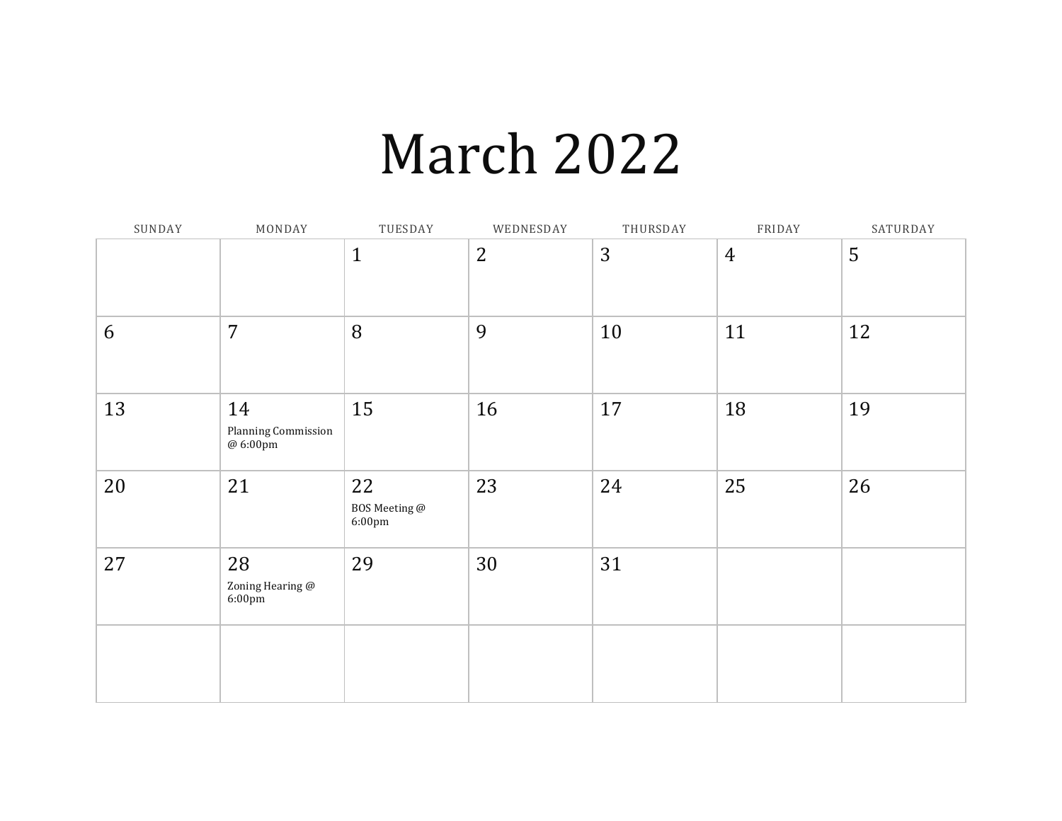# March 2022

| SUNDAY | MONDAY | TUESDAY | WEDNESDAY | THURSDAY | FRIDAY | SATURDAY |
|---|---|---|---|---|---|---|
| | | 1 | 2 | 3 | 4 | 5 |
| 6 | 7 | 8 | 9 | 10 | 11 | 12 |
| 13 | 14 Planning Commission @ 6:00pm | 15 | 16 | 17 | 18 | 19 |
| 20 | 21 | 22 BOS Meeting @ 6:00pm | 23 | 24 | 25 | 26 |
| 27 | 28 Zoning Hearing @ 6:00pm | 29 | 30 | 31 | | |
| | | | | | | |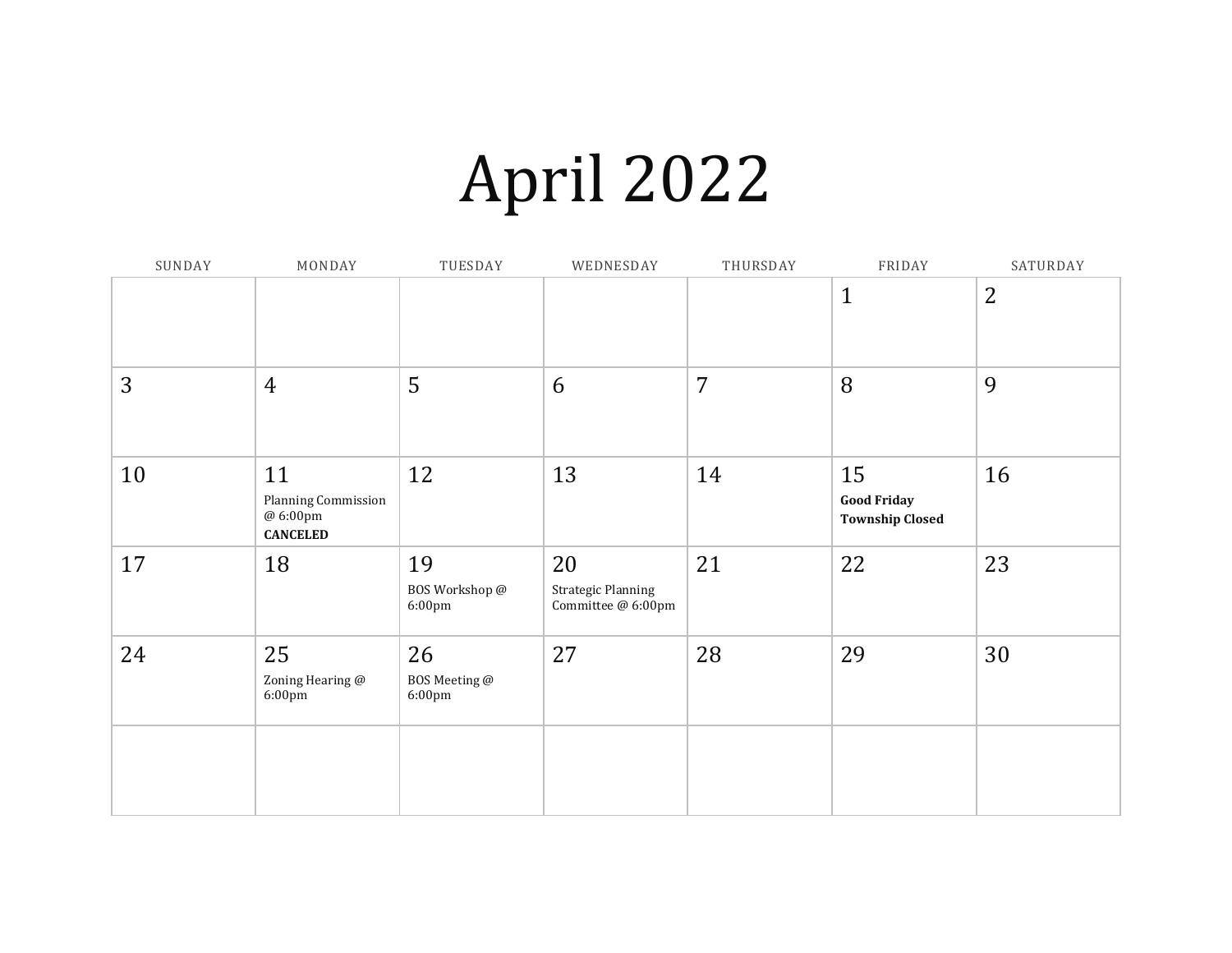# April 2022

| SUNDAY | MONDAY | TUESDAY | WEDNESDAY | THURSDAY | FRIDAY | SATURDAY |
|---|---|---|---|---|---|---|
| | | | | | 1 | 2 |
| 3 | 4 | 5 | 6 | 7 | 8 | 9 |
| 10 | 11<br>Planning Commission @ 6:00pm<br>**CANCELED** | 12 | 13 | 14 | 15<br>**Good Friday**<br>**Township Closed** | 16 |
| 17 | 18 | 19<br>BOS Workshop @ 6:00pm | 20<br>Strategic Planning Committee @ 6:00pm | 21 | 22 | 23 |
| 24 | 25<br>Zoning Hearing @ 6:00pm | 26<br>BOS Meeting @ 6:00pm | 27 | 28 | 29 | 30 |
| | | | | | | |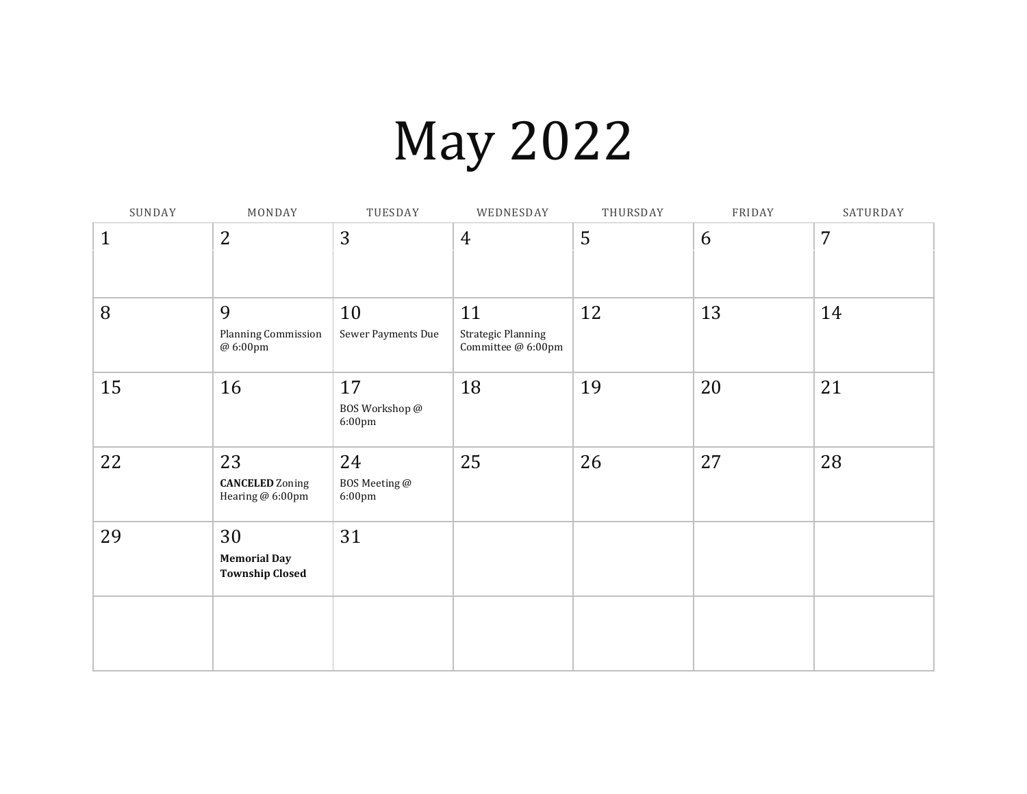# May 2022

| SUNDAY | MONDAY | TUESDAY | WEDNESDAY | THURSDAY | FRIDAY | SATURDAY |
|---|---|---|---|---|---|---|
| 1 | 2 | 3 | 4 | 5 | 6 | 7 |
| 8 | 9<br>Planning Commission @ 6:00pm | 10<br>Sewer Payments Due | 11<br>Strategic Planning Committee @ 6:00pm | 12 | 13 | 14 |
| 15 | 16 | 17<br>BOS Workshop @ 6:00pm | 18 | 19 | 20 | 21 |
| 22 | 23<br>**CANCELED** Zoning Hearing @ 6:00pm | 24<br>BOS Meeting @ 6:00pm | 25 | 26 | 27 | 28 |
| 29 | 30<br>**Memorial Day Township Closed** | 31 | | | | |
| | | | | | | |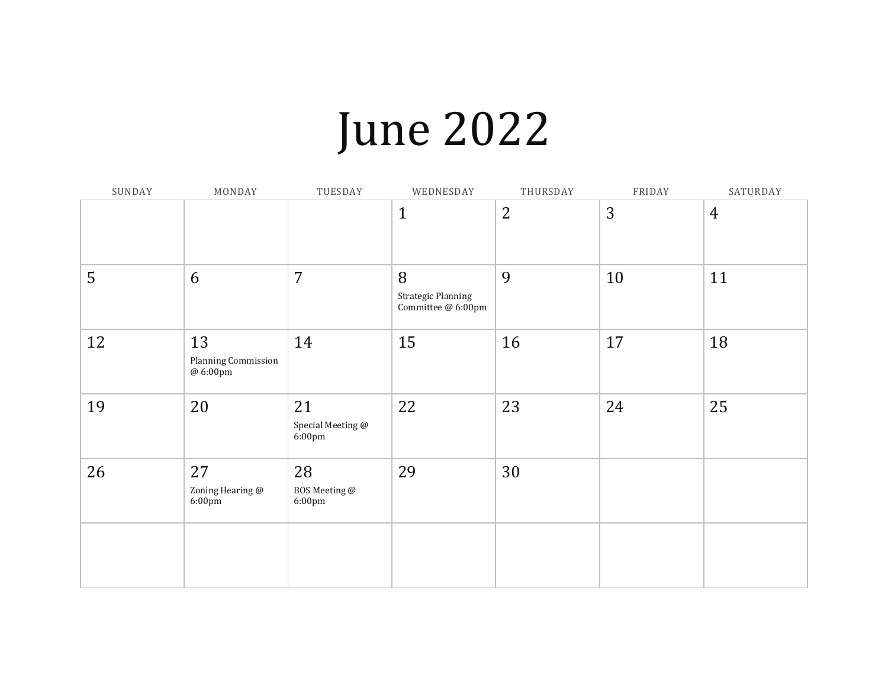# June 2022

| SUNDAY | MONDAY | TUESDAY | WEDNESDAY | THURSDAY | FRIDAY | SATURDAY |
|---|---|---|---|---|---|---|
| | | | 1 | 2 | 3 | 4 |
| 5 | 6 | 7 | 8<br>Strategic Planning Committee @ 6:00pm | 9 | 10 | 11 |
| 12 | 13<br>Planning Commission @ 6:00pm | 14 | 15 | 16 | 17 | 18 |
| 19 | 20 | 21<br>Special Meeting @ 6:00pm | 22 | 23 | 24 | 25 |
| 26 | 27<br>Zoning Hearing @ 6:00pm | 28<br>BOS Meeting @ 6:00pm | 29 | 30 | | |
| | | | | | | |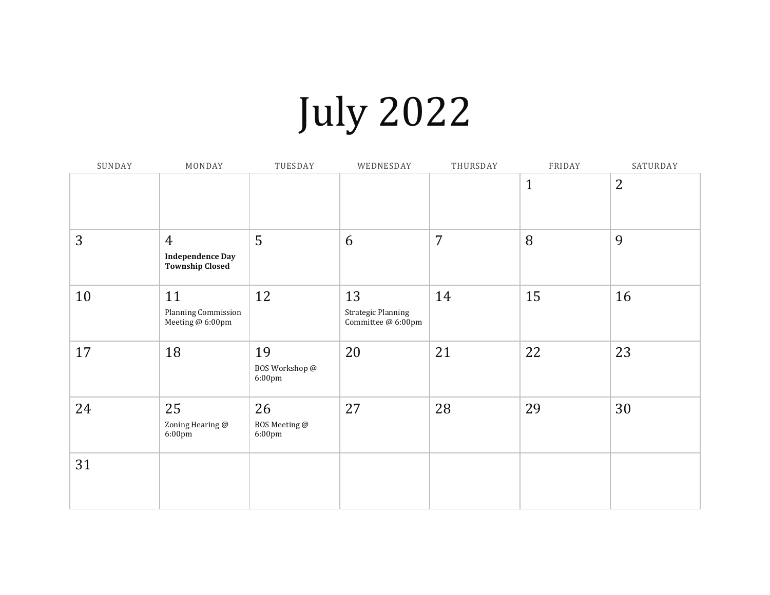# July 2022

| SUNDAY | MONDAY | TUESDAY | WEDNESDAY | THURSDAY | FRIDAY | SATURDAY |
|---|---|---|---|---|---|---|
| | | | | | 1 | 2 |
| 3 | 4 **Independence Day Township Closed** | 5 | 6 | 7 | 8 | 9 |
| 10 | 11 Planning Commission Meeting @ 6:00pm | 12 | 13 Strategic Planning Committee @ 6:00pm | 14 | 15 | 16 |
| 17 | 18 | 19 BOS Workshop @ 6:00pm | 20 | 21 | 22 | 23 |
| 24 | 25 Zoning Hearing @ 6:00pm | 26 BOS Meeting @ 6:00pm | 27 | 28 | 29 | 30 |
| 31 | | | | | | |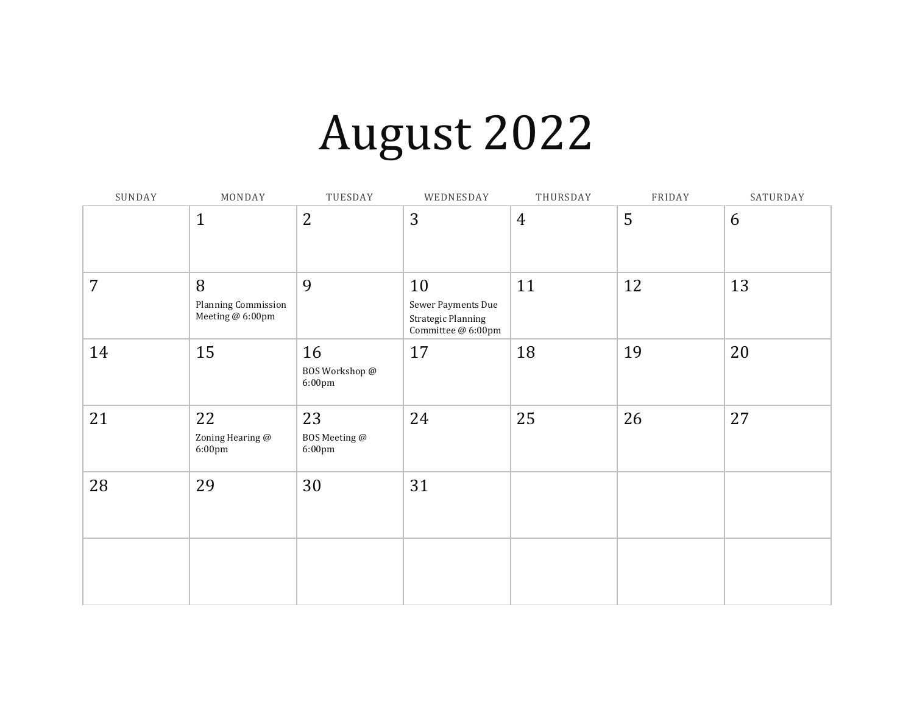# August 2022

| SUNDAY | MONDAY | TUESDAY | WEDNESDAY | THURSDAY | FRIDAY | SATURDAY |
|---|---|---|---|---|---|---|
| | 1 | 2 | 3 | 4 | 5 | 6 |
| 7 | 8<br>Planning Commission Meeting @ 6:00pm | 9 | 10<br>Sewer Payments Due<br>Strategic Planning Committee @ 6:00pm | 11 | 12 | 13 |
| 14 | 15 | 16<br>BOS Workshop @ 6:00pm | 17 | 18 | 19 | 20 |
| 21 | 22<br>Zoning Hearing @ 6:00pm | 23<br>BOS Meeting @ 6:00pm | 24 | 25 | 26 | 27 |
| 28 | 29 | 30 | 31 | | | |
| | | | | | | |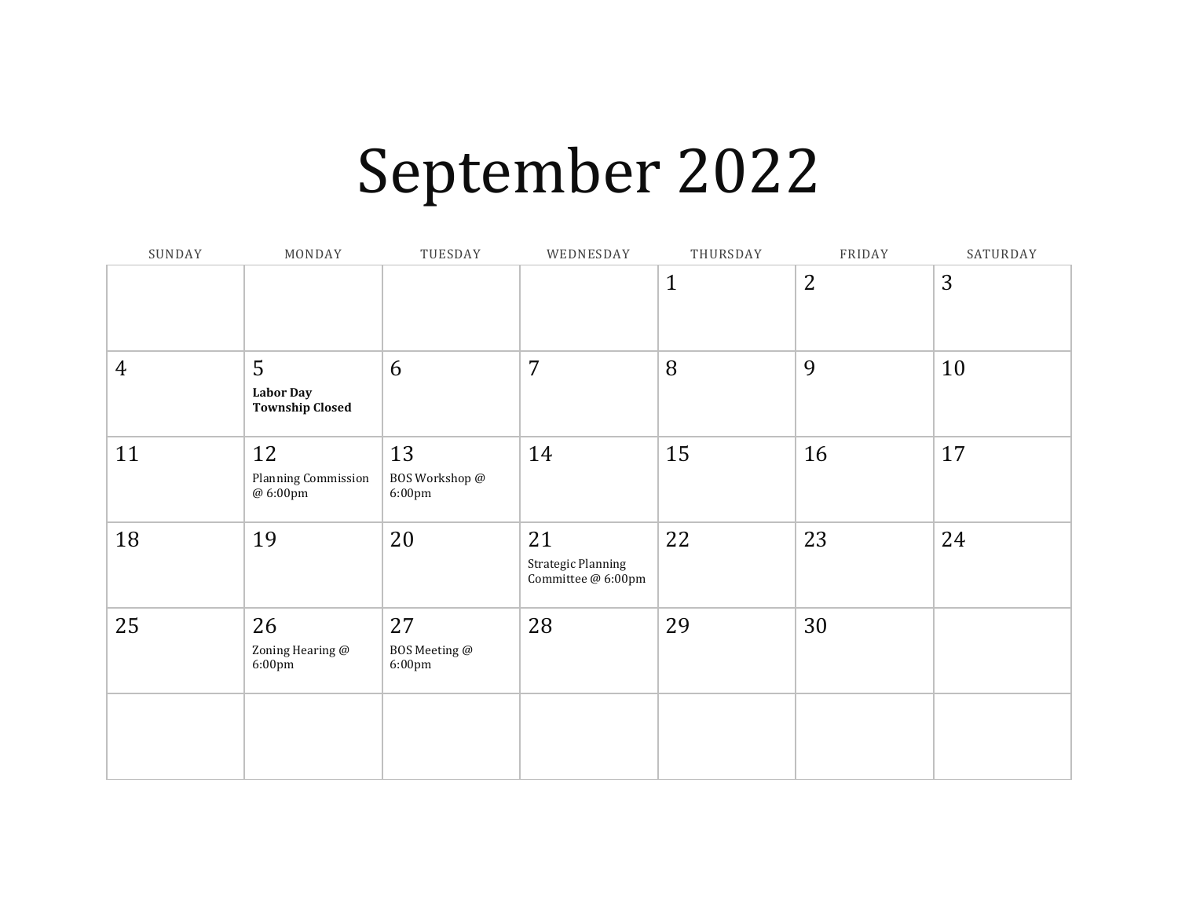# September 2022

| SUNDAY | MONDAY | TUESDAY | WEDNESDAY | THURSDAY | FRIDAY | SATURDAY |
|---|---|---|---|---|---|---|
| | | | | 1 | 2 | 3 |
| 4 | 5 **Labor Day Township Closed** | 6 | 7 | 8 | 9 | 10 |
| 11 | 12 Planning Commission @ 6:00pm | 13 BOS Workshop @ 6:00pm | 14 | 15 | 16 | 17 |
| 18 | 19 | 20 | 21 Strategic Planning Committee @ 6:00pm | 22 | 23 | 24 |
| 25 | 26 Zoning Hearing @ 6:00pm | 27 BOS Meeting @ 6:00pm | 28 | 29 | 30 | |
| | | | | | | |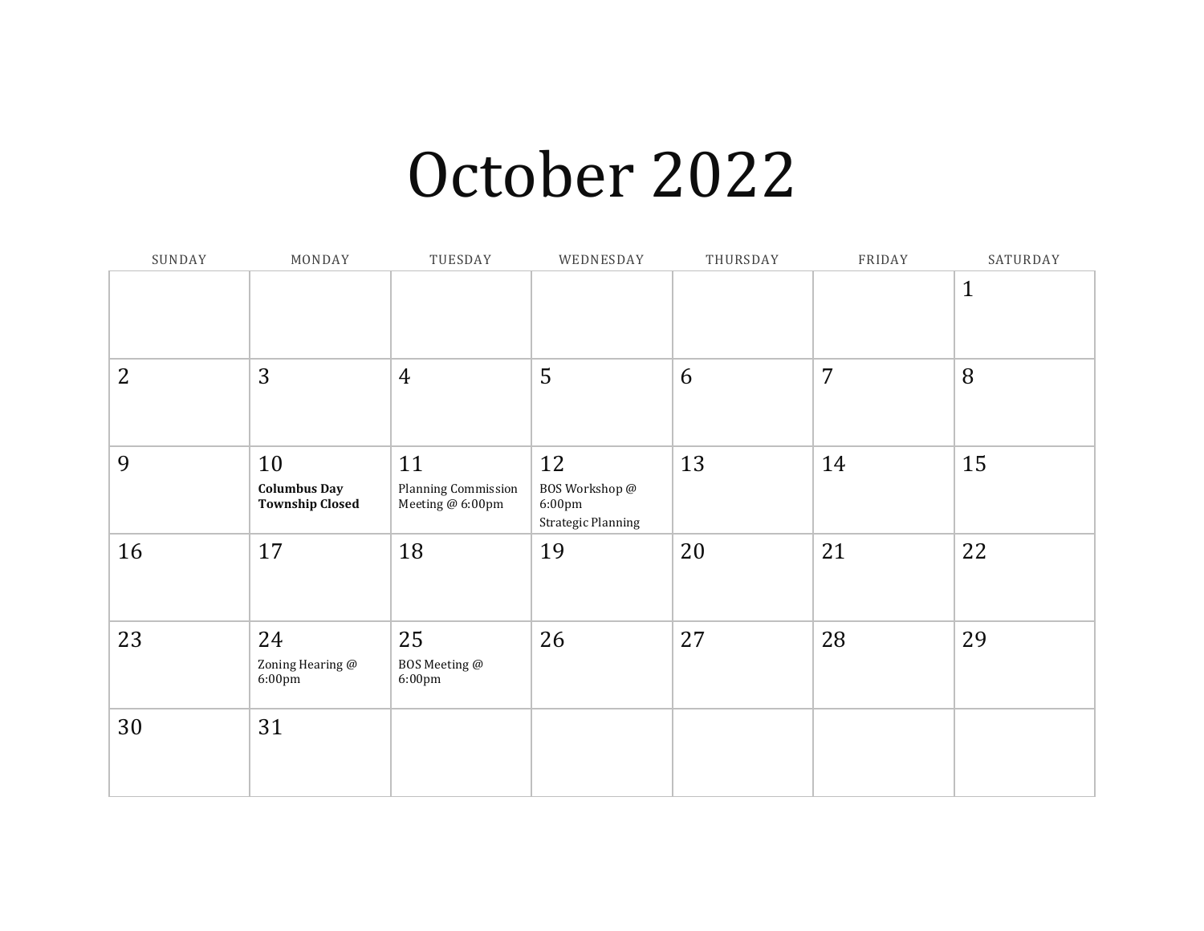# October 2022

| SUNDAY | MONDAY | TUESDAY | WEDNESDAY | THURSDAY | FRIDAY | SATURDAY |
|---|---|---|---|---|---|---|
| | | | | | | 1 |
| 2 | 3 | 4 | 5 | 6 | 7 | 8 |
| 9 | 10 **Columbus Day Township Closed** | 11 Planning Commission Meeting @ 6:00pm | 12 BOS Workshop @ 6:00pm Strategic Planning | 13 | 14 | 15 |
| 16 | 17 | 18 | 19 | 20 | 21 | 22 |
| 23 | 24 Zoning Hearing @ 6:00pm | 25 BOS Meeting @ 6:00pm | 26 | 27 | 28 | 29 |
| 30 | 31 | | | | | |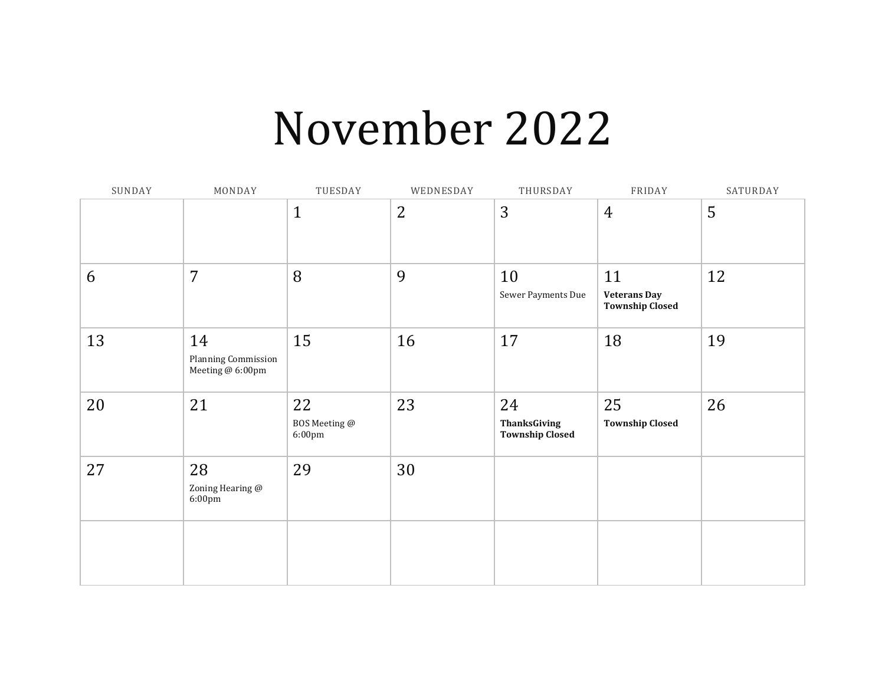# November 2022

| SUNDAY | MONDAY | TUESDAY | WEDNESDAY | THURSDAY | FRIDAY | SATURDAY |
|---|---|---|---|---|---|---|
| | | 1 | 2 | 3 | 4 | 5 |
| 6 | 7 | 8 | 9 | 10<br>Sewer Payments Due | 11<br>**Veterans Day Township Closed** | 12 |
| 13 | 14<br>Planning Commission Meeting @ 6:00pm | 15 | 16 | 17 | 18 | 19 |
| 20 | 21 | 22<br>BOS Meeting @ 6:00pm | 23 | 24<br>**ThanksGiving Township Closed** | 25<br>**Township Closed** | 26 |
| 27 | 28<br>Zoning Hearing @ 6:00pm | 29 | 30 | | | |
| | | | | | | |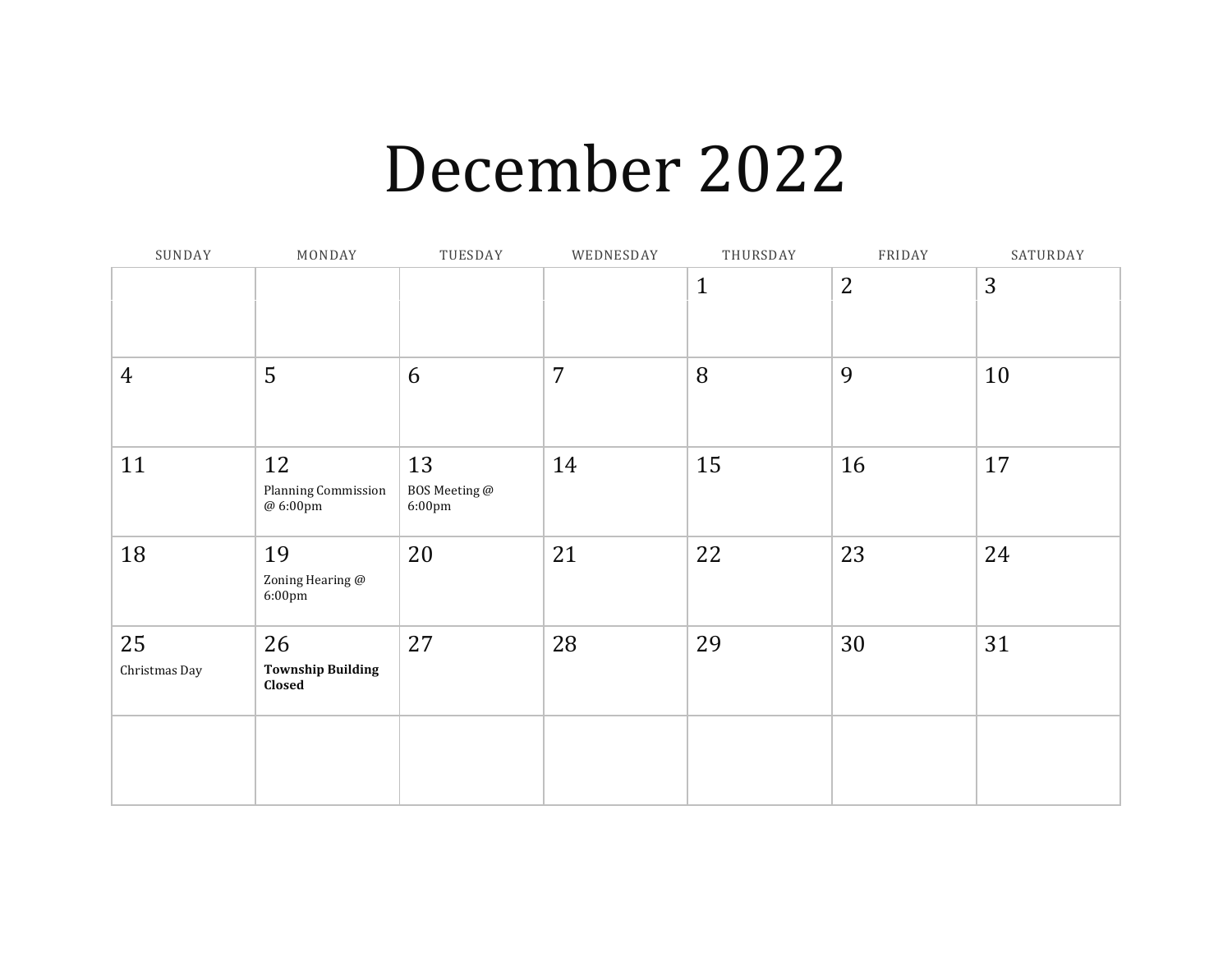# December 2022

| SUNDAY | MONDAY | TUESDAY | WEDNESDAY | THURSDAY | FRIDAY | SATURDAY |
|---|---|---|---|---|---|---|
| | | | | 1 | 2 | 3 |
| 4 | 5 | 6 | 7 | 8 | 9 | 10 |
| 11 | 12 Planning Commission @ 6:00pm | 13 BOS Meeting @ 6:00pm | 14 | 15 | 16 | 17 |
| 18 | 19 Zoning Hearing @ 6:00pm | 20 | 21 | 22 | 23 | 24 |
| 25 Christmas Day | 26 **Township Building Closed** | 27 | 28 | 29 | 30 | 31 |
| | | | | | | |